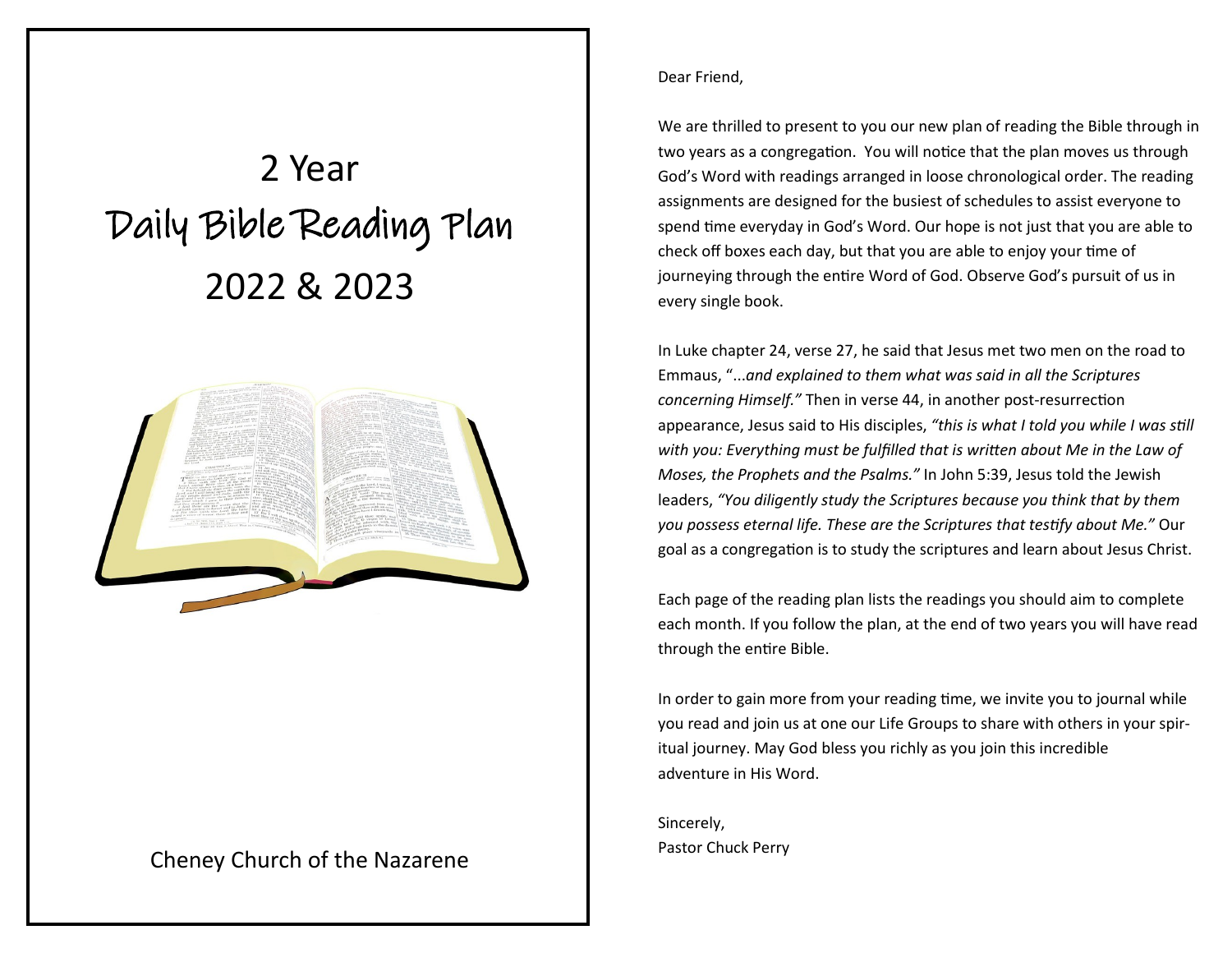# 2 Year
# Daily Bible Reading Plan
# 2022 & 2023

Cheney Church of the Nazarene

Dear Friend,

We are thrilled to present to you our new plan of reading the Bible through in two years as a congregation. You will notice that the plan moves us through God's Word with readings arranged in loose chronological order. The reading assignments are designed for the busiest of schedules to assist everyone to spend time everyday in God's Word. Our hope is not just that you are able to check off boxes each day, but that you are able to enjoy your time of journeying through the entire Word of God. Observe God's pursuit of us in every single book.

In Luke chapter 24, verse 27, he said that Jesus met two men on the road to Emmaus, "...*and explained to them what was said in all the Scriptures concerning Himself."* Then in verse 44, in another post-resurrection appearance, Jesus said to His disciples, *"this is what I told you while I was still with you: Everything must be fulfilled that is written about Me in the Law of Moses, the Prophets and the Psalms."* In John 5:39, Jesus told the Jewish leaders, *"You diligently study the Scriptures because you think that by them you possess eternal life. These are the Scriptures that testify about Me."* Our goal as a congregation is to study the scriptures and learn about Jesus Christ.

Each page of the reading plan lists the readings you should aim to complete each month. If you follow the plan, at the end of two years you will have read through the entire Bible.

In order to gain more from your reading time, we invite you to journal while you read and join us at one our Life Groups to share with others in your spiritual journey. May God bless you richly as you join this incredible adventure in His Word.

Sincerely,
Pastor Chuck Perry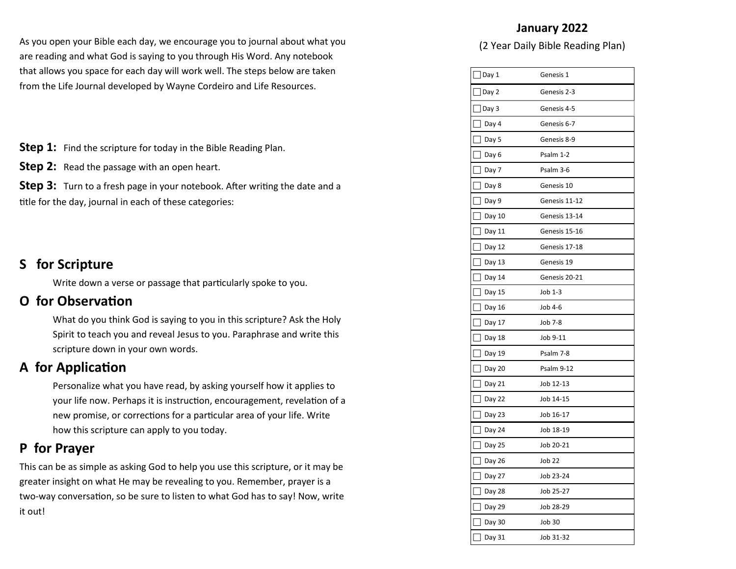As you open your Bible each day, we encourage you to journal about what you are reading and what God is saying to you through His Word. Any notebook that allows you space for each day will work well. The steps below are taken from the Life Journal developed by Wayne Cordeiro and Life Resources.

**Step 1:** Find the scripture for today in the Bible Reading Plan.

**Step 2:** Read the passage with an open heart.

**Step 3:** Turn to a fresh page in your notebook. After writing the date and a title for the day, journal in each of these categories:

## S for Scripture

Write down a verse or passage that particularly spoke to you.

## O for Observation

What do you think God is saying to you in this scripture? Ask the Holy Spirit to teach you and reveal Jesus to you. Paraphrase and write this scripture down in your own words.

## A for Application

Personalize what you have read, by asking yourself how it applies to your life now. Perhaps it is instruction, encouragement, revelation of a new promise, or corrections for a particular area of your life. Write how this scripture can apply to you today.

## P for Prayer

This can be as simple as asking God to help you use this scripture, or it may be greater insight on what He may be revealing to you. Remember, prayer is a two-way conversation, so be sure to listen to what God has to say! Now, write it out!

## January 2022

(2 Year Daily Bible Reading Plan)

| Day | Reading |
|---|---|
| ☐ Day 1 | Genesis 1 |
| ☐ Day 2 | Genesis 2-3 |
| ☐ Day 3 | Genesis 4-5 |
| ☐ Day 4 | Genesis 6-7 |
| ☐ Day 5 | Genesis 8-9 |
| ☐ Day 6 | Psalm 1-2 |
| ☐ Day 7 | Psalm 3-6 |
| ☐ Day 8 | Genesis 10 |
| ☐ Day 9 | Genesis 11-12 |
| ☐ Day 10 | Genesis 13-14 |
| ☐ Day 11 | Genesis 15-16 |
| ☐ Day 12 | Genesis 17-18 |
| ☐ Day 13 | Genesis 19 |
| ☐ Day 14 | Genesis 20-21 |
| ☐ Day 15 | Job 1-3 |
| ☐ Day 16 | Job 4-6 |
| ☐ Day 17 | Job 7-8 |
| ☐ Day 18 | Job 9-11 |
| ☐ Day 19 | Psalm 7-8 |
| ☐ Day 20 | Psalm 9-12 |
| ☐ Day 21 | Job 12-13 |
| ☐ Day 22 | Job 14-15 |
| ☐ Day 23 | Job 16-17 |
| ☐ Day 24 | Job 18-19 |
| ☐ Day 25 | Job 20-21 |
| ☐ Day 26 | Job 22 |
| ☐ Day 27 | Job 23-24 |
| ☐ Day 28 | Job 25-27 |
| ☐ Day 29 | Job 28-29 |
| ☐ Day 30 | Job 30 |
| ☐ Day 31 | Job 31-32 |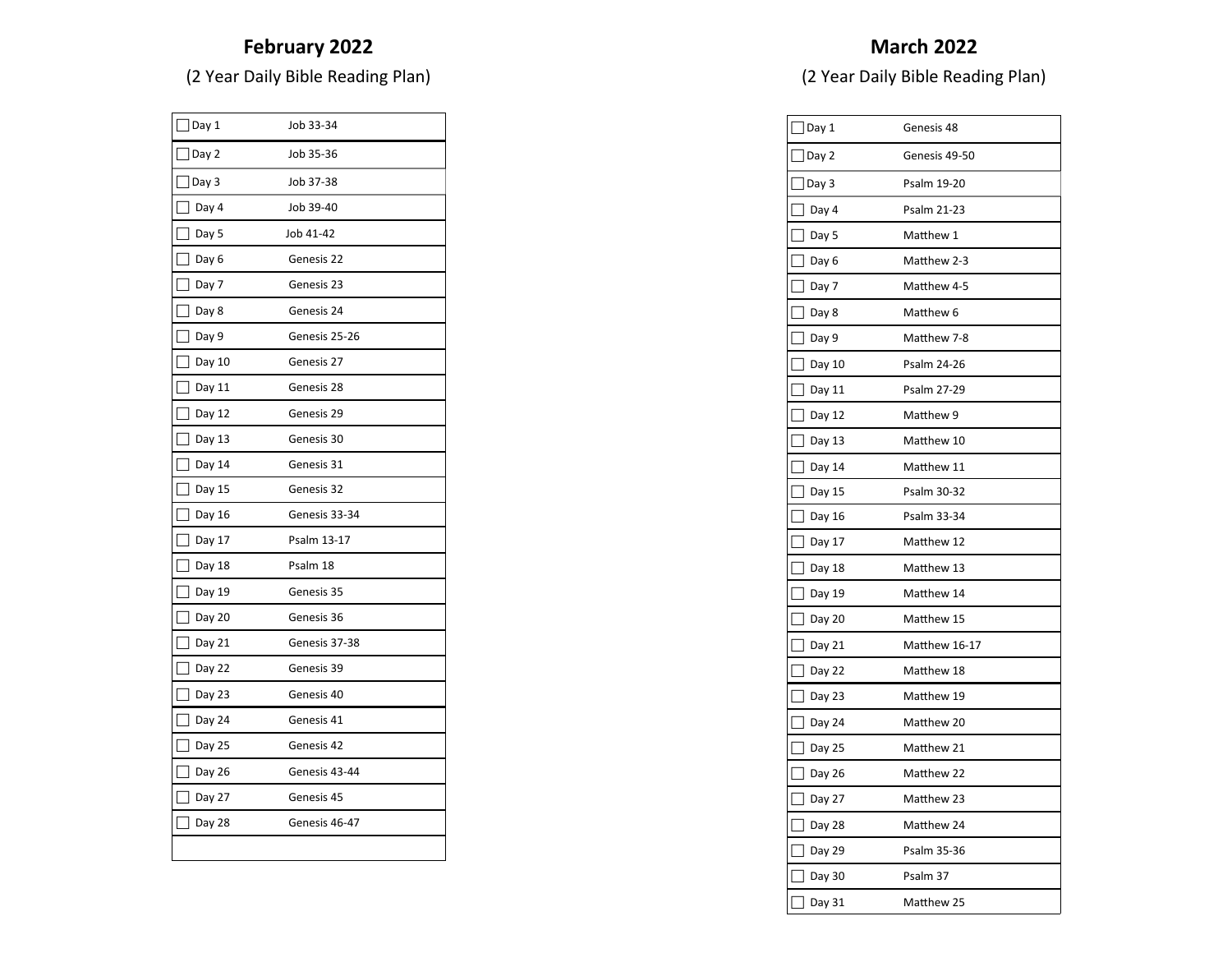# February 2022

(2 Year Daily Bible Reading Plan)

| Day | Reading |
|---|---|
| ☐ Day 1 | Job 33-34 |
| ☐ Day 2 | Job 35-36 |
| ☐ Day 3 | Job 37-38 |
| ☐ Day 4 | Job 39-40 |
| ☐ Day 5 | Job 41-42 |
| ☐ Day 6 | Genesis 22 |
| ☐ Day 7 | Genesis 23 |
| ☐ Day 8 | Genesis 24 |
| ☐ Day 9 | Genesis 25-26 |
| ☐ Day 10 | Genesis 27 |
| ☐ Day 11 | Genesis 28 |
| ☐ Day 12 | Genesis 29 |
| ☐ Day 13 | Genesis 30 |
| ☐ Day 14 | Genesis 31 |
| ☐ Day 15 | Genesis 32 |
| ☐ Day 16 | Genesis 33-34 |
| ☐ Day 17 | Psalm 13-17 |
| ☐ Day 18 | Psalm 18 |
| ☐ Day 19 | Genesis 35 |
| ☐ Day 20 | Genesis 36 |
| ☐ Day 21 | Genesis 37-38 |
| ☐ Day 22 | Genesis 39 |
| ☐ Day 23 | Genesis 40 |
| ☐ Day 24 | Genesis 41 |
| ☐ Day 25 | Genesis 42 |
| ☐ Day 26 | Genesis 43-44 |
| ☐ Day 27 | Genesis 45 |
| ☐ Day 28 | Genesis 46-47 |

# March 2022

(2 Year Daily Bible Reading Plan)

| Day | Reading |
|---|---|
| ☐ Day 1 | Genesis 48 |
| ☐ Day 2 | Genesis 49-50 |
| ☐ Day 3 | Psalm 19-20 |
| ☐ Day 4 | Psalm 21-23 |
| ☐ Day 5 | Matthew 1 |
| ☐ Day 6 | Matthew 2-3 |
| ☐ Day 7 | Matthew 4-5 |
| ☐ Day 8 | Matthew 6 |
| ☐ Day 9 | Matthew 7-8 |
| ☐ Day 10 | Psalm 24-26 |
| ☐ Day 11 | Psalm 27-29 |
| ☐ Day 12 | Matthew 9 |
| ☐ Day 13 | Matthew 10 |
| ☐ Day 14 | Matthew 11 |
| ☐ Day 15 | Psalm 30-32 |
| ☐ Day 16 | Psalm 33-34 |
| ☐ Day 17 | Matthew 12 |
| ☐ Day 18 | Matthew 13 |
| ☐ Day 19 | Matthew 14 |
| ☐ Day 20 | Matthew 15 |
| ☐ Day 21 | Matthew 16-17 |
| ☐ Day 22 | Matthew 18 |
| ☐ Day 23 | Matthew 19 |
| ☐ Day 24 | Matthew 20 |
| ☐ Day 25 | Matthew 21 |
| ☐ Day 26 | Matthew 22 |
| ☐ Day 27 | Matthew 23 |
| ☐ Day 28 | Matthew 24 |
| ☐ Day 29 | Psalm 35-36 |
| ☐ Day 30 | Psalm 37 |
| ☐ Day 31 | Matthew 25 |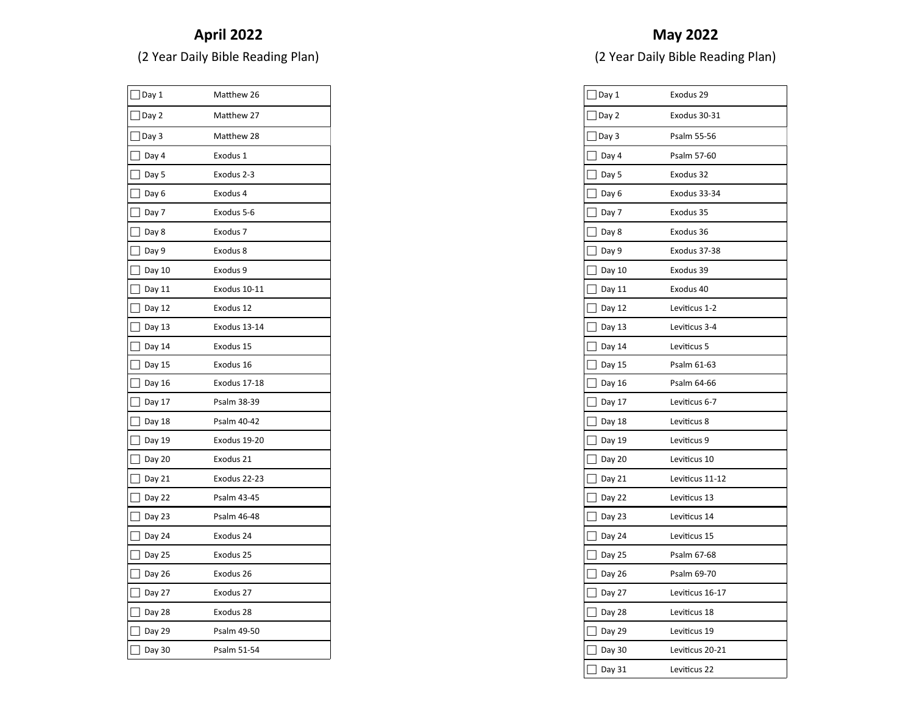# April 2022

(2 Year Daily Bible Reading Plan)

| Day | Reading |
|---|---|
| ☐ Day 1 | Matthew 26 |
| ☐ Day 2 | Matthew 27 |
| ☐ Day 3 | Matthew 28 |
| ☐ Day 4 | Exodus 1 |
| ☐ Day 5 | Exodus 2-3 |
| ☐ Day 6 | Exodus 4 |
| ☐ Day 7 | Exodus 5-6 |
| ☐ Day 8 | Exodus 7 |
| ☐ Day 9 | Exodus 8 |
| ☐ Day 10 | Exodus 9 |
| ☐ Day 11 | Exodus 10-11 |
| ☐ Day 12 | Exodus 12 |
| ☐ Day 13 | Exodus 13-14 |
| ☐ Day 14 | Exodus 15 |
| ☐ Day 15 | Exodus 16 |
| ☐ Day 16 | Exodus 17-18 |
| ☐ Day 17 | Psalm 38-39 |
| ☐ Day 18 | Psalm 40-42 |
| ☐ Day 19 | Exodus 19-20 |
| ☐ Day 20 | Exodus 21 |
| ☐ Day 21 | Exodus 22-23 |
| ☐ Day 22 | Psalm 43-45 |
| ☐ Day 23 | Psalm 46-48 |
| ☐ Day 24 | Exodus 24 |
| ☐ Day 25 | Exodus 25 |
| ☐ Day 26 | Exodus 26 |
| ☐ Day 27 | Exodus 27 |
| ☐ Day 28 | Exodus 28 |
| ☐ Day 29 | Psalm 49-50 |
| ☐ Day 30 | Psalm 51-54 |

# May 2022

(2 Year Daily Bible Reading Plan)

| Day | Reading |
|---|---|
| ☐ Day 1 | Exodus 29 |
| ☐ Day 2 | Exodus 30-31 |
| ☐ Day 3 | Psalm 55-56 |
| ☐ Day 4 | Psalm 57-60 |
| ☐ Day 5 | Exodus 32 |
| ☐ Day 6 | Exodus 33-34 |
| ☐ Day 7 | Exodus 35 |
| ☐ Day 8 | Exodus 36 |
| ☐ Day 9 | Exodus 37-38 |
| ☐ Day 10 | Exodus 39 |
| ☐ Day 11 | Exodus 40 |
| ☐ Day 12 | Leviticus 1-2 |
| ☐ Day 13 | Leviticus 3-4 |
| ☐ Day 14 | Leviticus 5 |
| ☐ Day 15 | Psalm 61-63 |
| ☐ Day 16 | Psalm 64-66 |
| ☐ Day 17 | Leviticus 6-7 |
| ☐ Day 18 | Leviticus 8 |
| ☐ Day 19 | Leviticus 9 |
| ☐ Day 20 | Leviticus 10 |
| ☐ Day 21 | Leviticus 11-12 |
| ☐ Day 22 | Leviticus 13 |
| ☐ Day 23 | Leviticus 14 |
| ☐ Day 24 | Leviticus 15 |
| ☐ Day 25 | Psalm 67-68 |
| ☐ Day 26 | Psalm 69-70 |
| ☐ Day 27 | Leviticus 16-17 |
| ☐ Day 28 | Leviticus 18 |
| ☐ Day 29 | Leviticus 19 |
| ☐ Day 30 | Leviticus 20-21 |
| ☐ Day 31 | Leviticus 22 |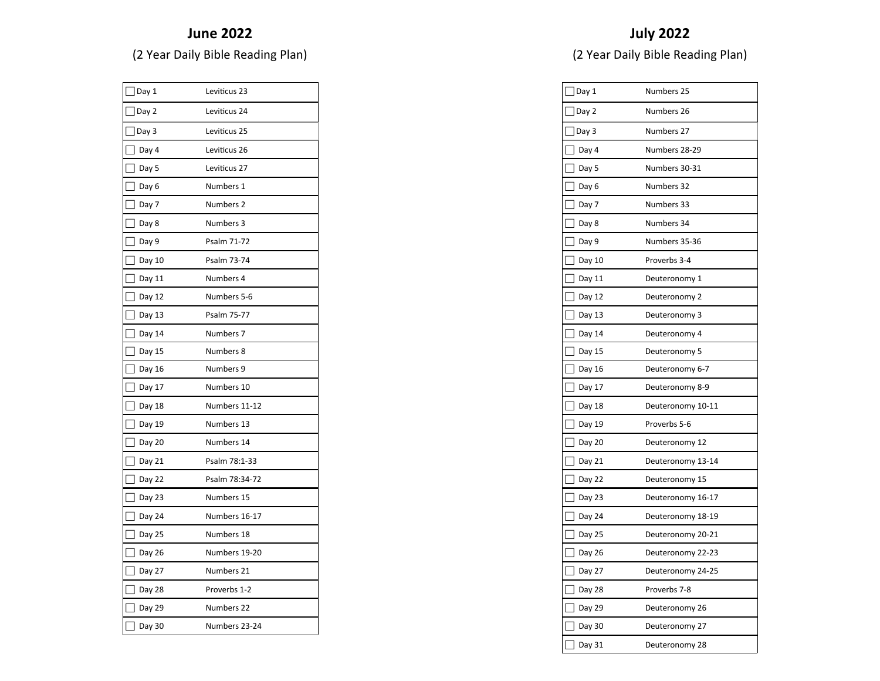## June 2022

(2 Year Daily Bible Reading Plan)

| Day | Reading |
|---|---|
| ☐ Day 1 | Leviticus 23 |
| ☐ Day 2 | Leviticus 24 |
| ☐ Day 3 | Leviticus 25 |
| ☐ Day 4 | Leviticus 26 |
| ☐ Day 5 | Leviticus 27 |
| ☐ Day 6 | Numbers 1 |
| ☐ Day 7 | Numbers 2 |
| ☐ Day 8 | Numbers 3 |
| ☐ Day 9 | Psalm 71-72 |
| ☐ Day 10 | Psalm 73-74 |
| ☐ Day 11 | Numbers 4 |
| ☐ Day 12 | Numbers 5-6 |
| ☐ Day 13 | Psalm 75-77 |
| ☐ Day 14 | Numbers 7 |
| ☐ Day 15 | Numbers 8 |
| ☐ Day 16 | Numbers 9 |
| ☐ Day 17 | Numbers 10 |
| ☐ Day 18 | Numbers 11-12 |
| ☐ Day 19 | Numbers 13 |
| ☐ Day 20 | Numbers 14 |
| ☐ Day 21 | Psalm 78:1-33 |
| ☐ Day 22 | Psalm 78:34-72 |
| ☐ Day 23 | Numbers 15 |
| ☐ Day 24 | Numbers 16-17 |
| ☐ Day 25 | Numbers 18 |
| ☐ Day 26 | Numbers 19-20 |
| ☐ Day 27 | Numbers 21 |
| ☐ Day 28 | Proverbs 1-2 |
| ☐ Day 29 | Numbers 22 |
| ☐ Day 30 | Numbers 23-24 |

## July 2022

(2 Year Daily Bible Reading Plan)

| Day | Reading |
|---|---|
| ☐ Day 1 | Numbers 25 |
| ☐ Day 2 | Numbers 26 |
| ☐ Day 3 | Numbers 27 |
| ☐ Day 4 | Numbers 28-29 |
| ☐ Day 5 | Numbers 30-31 |
| ☐ Day 6 | Numbers 32 |
| ☐ Day 7 | Numbers 33 |
| ☐ Day 8 | Numbers 34 |
| ☐ Day 9 | Numbers 35-36 |
| ☐ Day 10 | Proverbs 3-4 |
| ☐ Day 11 | Deuteronomy 1 |
| ☐ Day 12 | Deuteronomy 2 |
| ☐ Day 13 | Deuteronomy 3 |
| ☐ Day 14 | Deuteronomy 4 |
| ☐ Day 15 | Deuteronomy 5 |
| ☐ Day 16 | Deuteronomy 6-7 |
| ☐ Day 17 | Deuteronomy 8-9 |
| ☐ Day 18 | Deuteronomy 10-11 |
| ☐ Day 19 | Proverbs 5-6 |
| ☐ Day 20 | Deuteronomy 12 |
| ☐ Day 21 | Deuteronomy 13-14 |
| ☐ Day 22 | Deuteronomy 15 |
| ☐ Day 23 | Deuteronomy 16-17 |
| ☐ Day 24 | Deuteronomy 18-19 |
| ☐ Day 25 | Deuteronomy 20-21 |
| ☐ Day 26 | Deuteronomy 22-23 |
| ☐ Day 27 | Deuteronomy 24-25 |
| ☐ Day 28 | Proverbs 7-8 |
| ☐ Day 29 | Deuteronomy 26 |
| ☐ Day 30 | Deuteronomy 27 |
| ☐ Day 31 | Deuteronomy 28 |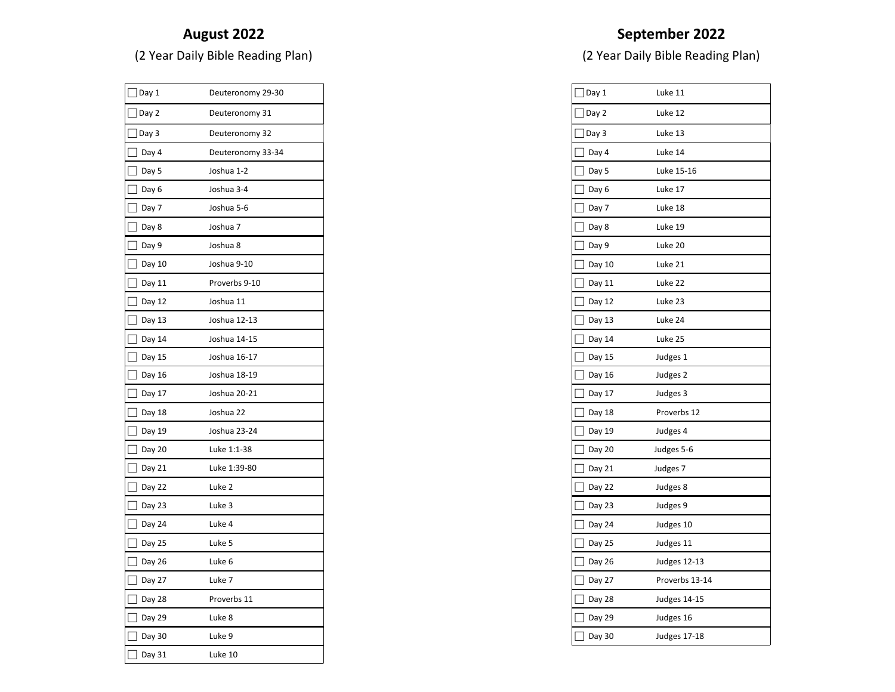## August 2022

(2 Year Daily Bible Reading Plan)

| | |
|---|---|
| ☐ Day 1 | Deuteronomy 29-30 |
| ☐ Day 2 | Deuteronomy 31 |
| ☐ Day 3 | Deuteronomy 32 |
| ☐ Day 4 | Deuteronomy 33-34 |
| ☐ Day 5 | Joshua 1-2 |
| ☐ Day 6 | Joshua 3-4 |
| ☐ Day 7 | Joshua 5-6 |
| ☐ Day 8 | Joshua 7 |
| ☐ Day 9 | Joshua 8 |
| ☐ Day 10 | Joshua 9-10 |
| ☐ Day 11 | Proverbs 9-10 |
| ☐ Day 12 | Joshua 11 |
| ☐ Day 13 | Joshua 12-13 |
| ☐ Day 14 | Joshua 14-15 |
| ☐ Day 15 | Joshua 16-17 |
| ☐ Day 16 | Joshua 18-19 |
| ☐ Day 17 | Joshua 20-21 |
| ☐ Day 18 | Joshua 22 |
| ☐ Day 19 | Joshua 23-24 |
| ☐ Day 20 | Luke 1:1-38 |
| ☐ Day 21 | Luke 1:39-80 |
| ☐ Day 22 | Luke 2 |
| ☐ Day 23 | Luke 3 |
| ☐ Day 24 | Luke 4 |
| ☐ Day 25 | Luke 5 |
| ☐ Day 26 | Luke 6 |
| ☐ Day 27 | Luke 7 |
| ☐ Day 28 | Proverbs 11 |
| ☐ Day 29 | Luke 8 |
| ☐ Day 30 | Luke 9 |
| ☐ Day 31 | Luke 10 |

## September 2022

(2 Year Daily Bible Reading Plan)

| | |
|---|---|
| ☐ Day 1 | Luke 11 |
| ☐ Day 2 | Luke 12 |
| ☐ Day 3 | Luke 13 |
| ☐ Day 4 | Luke 14 |
| ☐ Day 5 | Luke 15-16 |
| ☐ Day 6 | Luke 17 |
| ☐ Day 7 | Luke 18 |
| ☐ Day 8 | Luke 19 |
| ☐ Day 9 | Luke 20 |
| ☐ Day 10 | Luke 21 |
| ☐ Day 11 | Luke 22 |
| ☐ Day 12 | Luke 23 |
| ☐ Day 13 | Luke 24 |
| ☐ Day 14 | Luke 25 |
| ☐ Day 15 | Judges 1 |
| ☐ Day 16 | Judges 2 |
| ☐ Day 17 | Judges 3 |
| ☐ Day 18 | Proverbs 12 |
| ☐ Day 19 | Judges 4 |
| ☐ Day 20 | Judges 5-6 |
| ☐ Day 21 | Judges 7 |
| ☐ Day 22 | Judges 8 |
| ☐ Day 23 | Judges 9 |
| ☐ Day 24 | Judges 10 |
| ☐ Day 25 | Judges 11 |
| ☐ Day 26 | Judges 12-13 |
| ☐ Day 27 | Proverbs 13-14 |
| ☐ Day 28 | Judges 14-15 |
| ☐ Day 29 | Judges 16 |
| ☐ Day 30 | Judges 17-18 |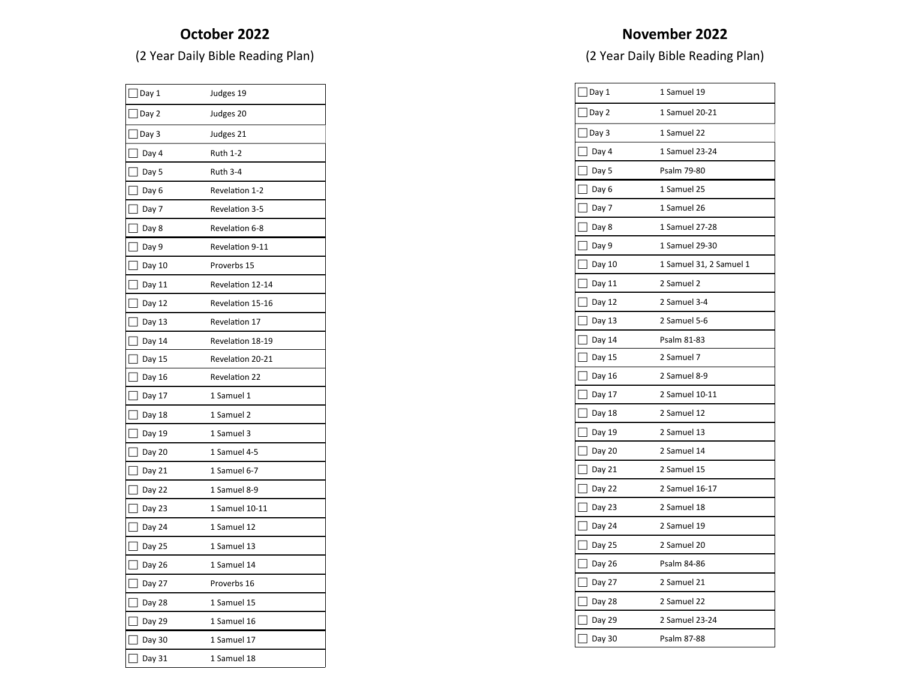## October 2022

(2 Year Daily Bible Reading Plan)

| Day | Reading |
|---|---|
| ☐ Day 1 | Judges 19 |
| ☐ Day 2 | Judges 20 |
| ☐ Day 3 | Judges 21 |
| ☐ Day 4 | Ruth 1-2 |
| ☐ Day 5 | Ruth 3-4 |
| ☐ Day 6 | Revelation 1-2 |
| ☐ Day 7 | Revelation 3-5 |
| ☐ Day 8 | Revelation 6-8 |
| ☐ Day 9 | Revelation 9-11 |
| ☐ Day 10 | Proverbs 15 |
| ☐ Day 11 | Revelation 12-14 |
| ☐ Day 12 | Revelation 15-16 |
| ☐ Day 13 | Revelation 17 |
| ☐ Day 14 | Revelation 18-19 |
| ☐ Day 15 | Revelation 20-21 |
| ☐ Day 16 | Revelation 22 |
| ☐ Day 17 | 1 Samuel 1 |
| ☐ Day 18 | 1 Samuel 2 |
| ☐ Day 19 | 1 Samuel 3 |
| ☐ Day 20 | 1 Samuel 4-5 |
| ☐ Day 21 | 1 Samuel 6-7 |
| ☐ Day 22 | 1 Samuel 8-9 |
| ☐ Day 23 | 1 Samuel 10-11 |
| ☐ Day 24 | 1 Samuel 12 |
| ☐ Day 25 | 1 Samuel 13 |
| ☐ Day 26 | 1 Samuel 14 |
| ☐ Day 27 | Proverbs 16 |
| ☐ Day 28 | 1 Samuel 15 |
| ☐ Day 29 | 1 Samuel 16 |
| ☐ Day 30 | 1 Samuel 17 |
| ☐ Day 31 | 1 Samuel 18 |

## November 2022

(2 Year Daily Bible Reading Plan)

| Day | Reading |
|---|---|
| ☐ Day 1 | 1 Samuel 19 |
| ☐ Day 2 | 1 Samuel 20-21 |
| ☐ Day 3 | 1 Samuel 22 |
| ☐ Day 4 | 1 Samuel 23-24 |
| ☐ Day 5 | Psalm 79-80 |
| ☐ Day 6 | 1 Samuel 25 |
| ☐ Day 7 | 1 Samuel 26 |
| ☐ Day 8 | 1 Samuel 27-28 |
| ☐ Day 9 | 1 Samuel 29-30 |
| ☐ Day 10 | 1 Samuel 31, 2 Samuel 1 |
| ☐ Day 11 | 2 Samuel 2 |
| ☐ Day 12 | 2 Samuel 3-4 |
| ☐ Day 13 | 2 Samuel 5-6 |
| ☐ Day 14 | Psalm 81-83 |
| ☐ Day 15 | 2 Samuel 7 |
| ☐ Day 16 | 2 Samuel 8-9 |
| ☐ Day 17 | 2 Samuel 10-11 |
| ☐ Day 18 | 2 Samuel 12 |
| ☐ Day 19 | 2 Samuel 13 |
| ☐ Day 20 | 2 Samuel 14 |
| ☐ Day 21 | 2 Samuel 15 |
| ☐ Day 22 | 2 Samuel 16-17 |
| ☐ Day 23 | 2 Samuel 18 |
| ☐ Day 24 | 2 Samuel 19 |
| ☐ Day 25 | 2 Samuel 20 |
| ☐ Day 26 | Psalm 84-86 |
| ☐ Day 27 | 2 Samuel 21 |
| ☐ Day 28 | 2 Samuel 22 |
| ☐ Day 29 | 2 Samuel 23-24 |
| ☐ Day 30 | Psalm 87-88 |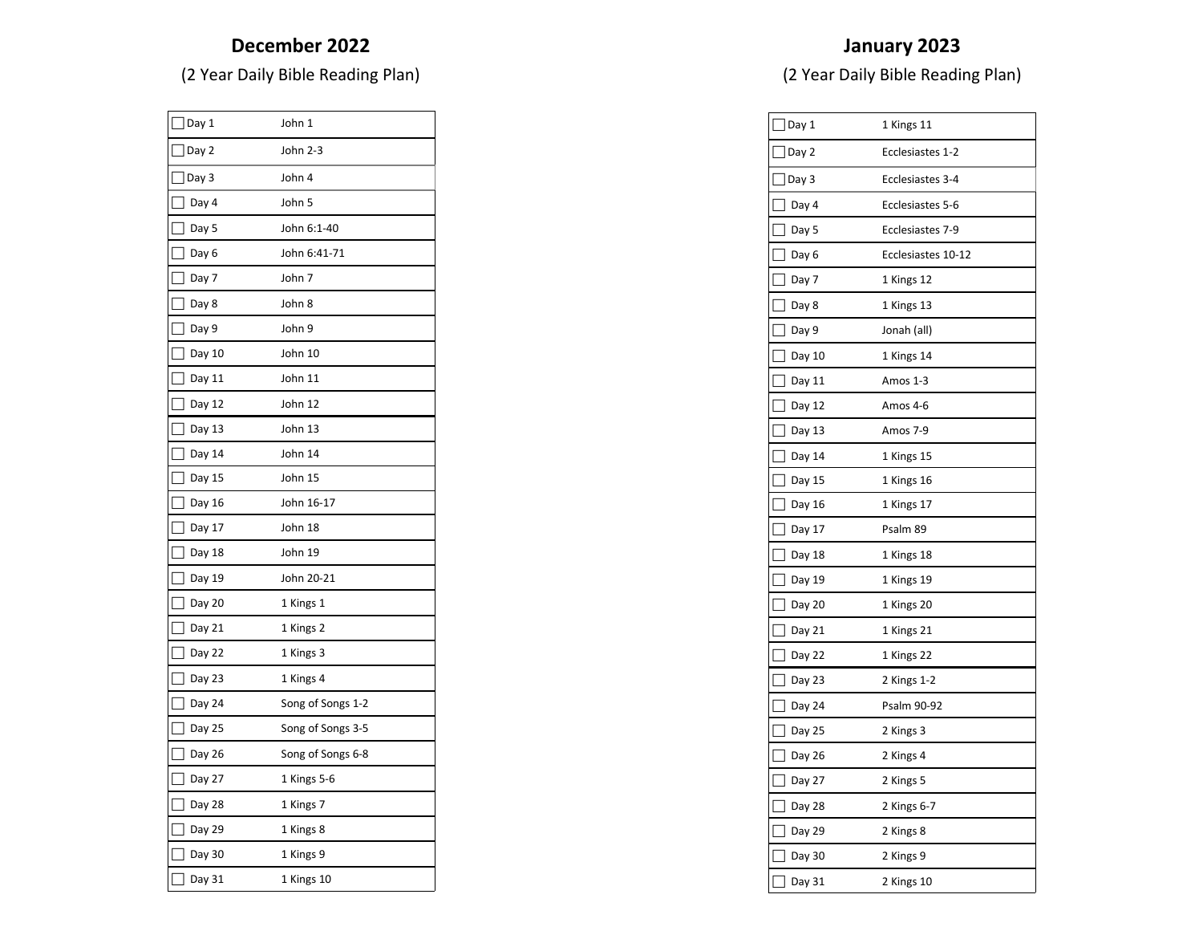## December 2022

(2 Year Daily Bible Reading Plan)

| Day | Reading |
|---|---|
| ☐ Day 1 | John 1 |
| ☐ Day 2 | John 2-3 |
| ☐ Day 3 | John 4 |
| ☐ Day 4 | John 5 |
| ☐ Day 5 | John 6:1-40 |
| ☐ Day 6 | John 6:41-71 |
| ☐ Day 7 | John 7 |
| ☐ Day 8 | John 8 |
| ☐ Day 9 | John 9 |
| ☐ Day 10 | John 10 |
| ☐ Day 11 | John 11 |
| ☐ Day 12 | John 12 |
| ☐ Day 13 | John 13 |
| ☐ Day 14 | John 14 |
| ☐ Day 15 | John 15 |
| ☐ Day 16 | John 16-17 |
| ☐ Day 17 | John 18 |
| ☐ Day 18 | John 19 |
| ☐ Day 19 | John 20-21 |
| ☐ Day 20 | 1 Kings 1 |
| ☐ Day 21 | 1 Kings 2 |
| ☐ Day 22 | 1 Kings 3 |
| ☐ Day 23 | 1 Kings 4 |
| ☐ Day 24 | Song of Songs 1-2 |
| ☐ Day 25 | Song of Songs 3-5 |
| ☐ Day 26 | Song of Songs 6-8 |
| ☐ Day 27 | 1 Kings 5-6 |
| ☐ Day 28 | 1 Kings 7 |
| ☐ Day 29 | 1 Kings 8 |
| ☐ Day 30 | 1 Kings 9 |
| ☐ Day 31 | 1 Kings 10 |

## January 2023

(2 Year Daily Bible Reading Plan)

| Day | Reading |
|---|---|
| ☐ Day 1 | 1 Kings 11 |
| ☐ Day 2 | Ecclesiastes 1-2 |
| ☐ Day 3 | Ecclesiastes 3-4 |
| ☐ Day 4 | Ecclesiastes 5-6 |
| ☐ Day 5 | Ecclesiastes 7-9 |
| ☐ Day 6 | Ecclesiastes 10-12 |
| ☐ Day 7 | 1 Kings 12 |
| ☐ Day 8 | 1 Kings 13 |
| ☐ Day 9 | Jonah (all) |
| ☐ Day 10 | 1 Kings 14 |
| ☐ Day 11 | Amos 1-3 |
| ☐ Day 12 | Amos 4-6 |
| ☐ Day 13 | Amos 7-9 |
| ☐ Day 14 | 1 Kings 15 |
| ☐ Day 15 | 1 Kings 16 |
| ☐ Day 16 | 1 Kings 17 |
| ☐ Day 17 | Psalm 89 |
| ☐ Day 18 | 1 Kings 18 |
| ☐ Day 19 | 1 Kings 19 |
| ☐ Day 20 | 1 Kings 20 |
| ☐ Day 21 | 1 Kings 21 |
| ☐ Day 22 | 1 Kings 22 |
| ☐ Day 23 | 2 Kings 1-2 |
| ☐ Day 24 | Psalm 90-92 |
| ☐ Day 25 | 2 Kings 3 |
| ☐ Day 26 | 2 Kings 4 |
| ☐ Day 27 | 2 Kings 5 |
| ☐ Day 28 | 2 Kings 6-7 |
| ☐ Day 29 | 2 Kings 8 |
| ☐ Day 30 | 2 Kings 9 |
| ☐ Day 31 | 2 Kings 10 |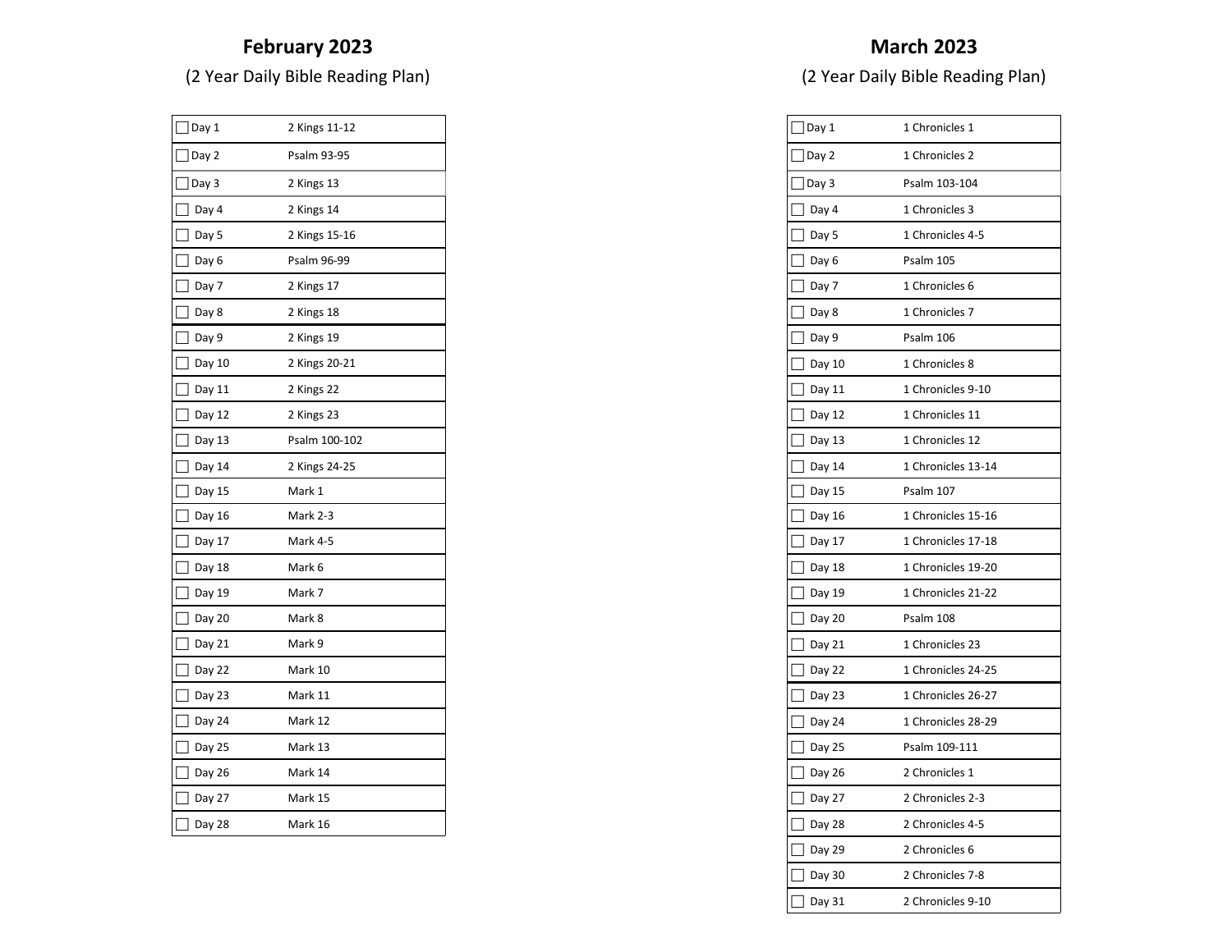# February 2023

(2 Year Daily Bible Reading Plan)

| Day | Reading |
|---|---|
| ☐ Day 1 | 2 Kings 11-12 |
| ☐ Day 2 | Psalm 93-95 |
| ☐ Day 3 | 2 Kings 13 |
| ☐ Day 4 | 2 Kings 14 |
| ☐ Day 5 | 2 Kings 15-16 |
| ☐ Day 6 | Psalm 96-99 |
| ☐ Day 7 | 2 Kings 17 |
| ☐ Day 8 | 2 Kings 18 |
| ☐ Day 9 | 2 Kings 19 |
| ☐ Day 10 | 2 Kings 20-21 |
| ☐ Day 11 | 2 Kings 22 |
| ☐ Day 12 | 2 Kings 23 |
| ☐ Day 13 | Psalm 100-102 |
| ☐ Day 14 | 2 Kings 24-25 |
| ☐ Day 15 | Mark 1 |
| ☐ Day 16 | Mark 2-3 |
| ☐ Day 17 | Mark 4-5 |
| ☐ Day 18 | Mark 6 |
| ☐ Day 19 | Mark 7 |
| ☐ Day 20 | Mark 8 |
| ☐ Day 21 | Mark 9 |
| ☐ Day 22 | Mark 10 |
| ☐ Day 23 | Mark 11 |
| ☐ Day 24 | Mark 12 |
| ☐ Day 25 | Mark 13 |
| ☐ Day 26 | Mark 14 |
| ☐ Day 27 | Mark 15 |
| ☐ Day 28 | Mark 16 |

# March 2023

(2 Year Daily Bible Reading Plan)

| Day | Reading |
|---|---|
| ☐ Day 1 | 1 Chronicles 1 |
| ☐ Day 2 | 1 Chronicles 2 |
| ☐ Day 3 | Psalm 103-104 |
| ☐ Day 4 | 1 Chronicles 3 |
| ☐ Day 5 | 1 Chronicles 4-5 |
| ☐ Day 6 | Psalm 105 |
| ☐ Day 7 | 1 Chronicles 6 |
| ☐ Day 8 | 1 Chronicles 7 |
| ☐ Day 9 | Psalm 106 |
| ☐ Day 10 | 1 Chronicles 8 |
| ☐ Day 11 | 1 Chronicles 9-10 |
| ☐ Day 12 | 1 Chronicles 11 |
| ☐ Day 13 | 1 Chronicles 12 |
| ☐ Day 14 | 1 Chronicles 13-14 |
| ☐ Day 15 | Psalm 107 |
| ☐ Day 16 | 1 Chronicles 15-16 |
| ☐ Day 17 | 1 Chronicles 17-18 |
| ☐ Day 18 | 1 Chronicles 19-20 |
| ☐ Day 19 | 1 Chronicles 21-22 |
| ☐ Day 20 | Psalm 108 |
| ☐ Day 21 | 1 Chronicles 23 |
| ☐ Day 22 | 1 Chronicles 24-25 |
| ☐ Day 23 | 1 Chronicles 26-27 |
| ☐ Day 24 | 1 Chronicles 28-29 |
| ☐ Day 25 | Psalm 109-111 |
| ☐ Day 26 | 2 Chronicles 1 |
| ☐ Day 27 | 2 Chronicles 2-3 |
| ☐ Day 28 | 2 Chronicles 4-5 |
| ☐ Day 29 | 2 Chronicles 6 |
| ☐ Day 30 | 2 Chronicles 7-8 |
| ☐ Day 31 | 2 Chronicles 9-10 |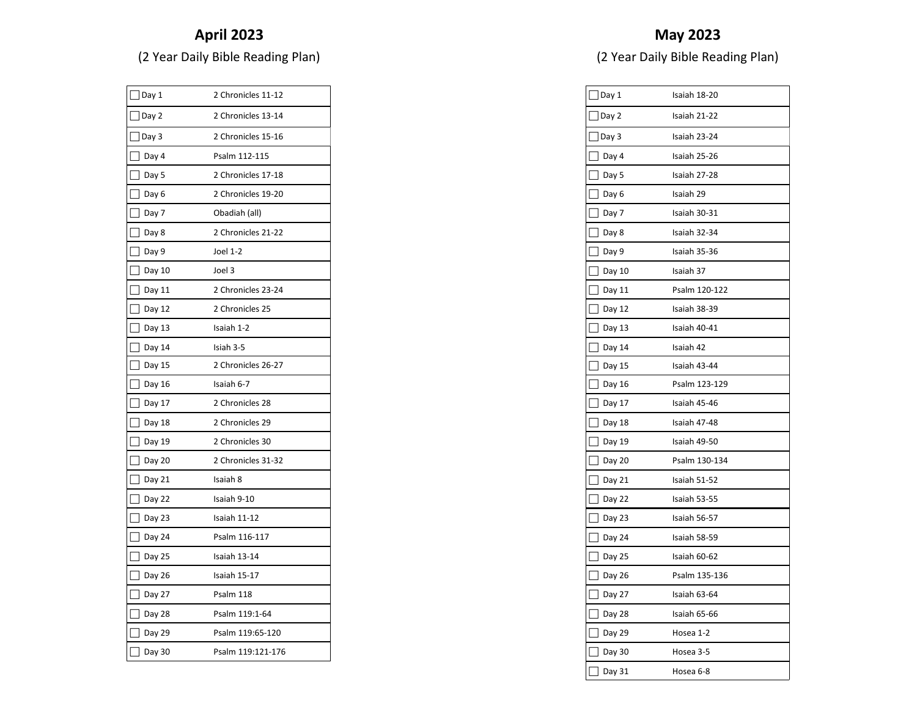## April 2023

(2 Year Daily Bible Reading Plan)

| | |
|---|---|
| ☐ Day 1 | 2 Chronicles 11-12 |
| ☐ Day 2 | 2 Chronicles 13-14 |
| ☐ Day 3 | 2 Chronicles 15-16 |
| ☐ Day 4 | Psalm 112-115 |
| ☐ Day 5 | 2 Chronicles 17-18 |
| ☐ Day 6 | 2 Chronicles 19-20 |
| ☐ Day 7 | Obadiah (all) |
| ☐ Day 8 | 2 Chronicles 21-22 |
| ☐ Day 9 | Joel 1-2 |
| ☐ Day 10 | Joel 3 |
| ☐ Day 11 | 2 Chronicles 23-24 |
| ☐ Day 12 | 2 Chronicles 25 |
| ☐ Day 13 | Isaiah 1-2 |
| ☐ Day 14 | Isiah 3-5 |
| ☐ Day 15 | 2 Chronicles 26-27 |
| ☐ Day 16 | Isaiah 6-7 |
| ☐ Day 17 | 2 Chronicles 28 |
| ☐ Day 18 | 2 Chronicles 29 |
| ☐ Day 19 | 2 Chronicles 30 |
| ☐ Day 20 | 2 Chronicles 31-32 |
| ☐ Day 21 | Isaiah 8 |
| ☐ Day 22 | Isaiah 9-10 |
| ☐ Day 23 | Isaiah 11-12 |
| ☐ Day 24 | Psalm 116-117 |
| ☐ Day 25 | Isaiah 13-14 |
| ☐ Day 26 | Isaiah 15-17 |
| ☐ Day 27 | Psalm 118 |
| ☐ Day 28 | Psalm 119:1-64 |
| ☐ Day 29 | Psalm 119:65-120 |
| ☐ Day 30 | Psalm 119:121-176 |

## May 2023

(2 Year Daily Bible Reading Plan)

| | |
|---|---|
| ☐ Day 1 | Isaiah 18-20 |
| ☐ Day 2 | Isaiah 21-22 |
| ☐ Day 3 | Isaiah 23-24 |
| ☐ Day 4 | Isaiah 25-26 |
| ☐ Day 5 | Isaiah 27-28 |
| ☐ Day 6 | Isaiah 29 |
| ☐ Day 7 | Isaiah 30-31 |
| ☐ Day 8 | Isaiah 32-34 |
| ☐ Day 9 | Isaiah 35-36 |
| ☐ Day 10 | Isaiah 37 |
| ☐ Day 11 | Psalm 120-122 |
| ☐ Day 12 | Isaiah 38-39 |
| ☐ Day 13 | Isaiah 40-41 |
| ☐ Day 14 | Isaiah 42 |
| ☐ Day 15 | Isaiah 43-44 |
| ☐ Day 16 | Psalm 123-129 |
| ☐ Day 17 | Isaiah 45-46 |
| ☐ Day 18 | Isaiah 47-48 |
| ☐ Day 19 | Isaiah 49-50 |
| ☐ Day 20 | Psalm 130-134 |
| ☐ Day 21 | Isaiah 51-52 |
| ☐ Day 22 | Isaiah 53-55 |
| ☐ Day 23 | Isaiah 56-57 |
| ☐ Day 24 | Isaiah 58-59 |
| ☐ Day 25 | Isaiah 60-62 |
| ☐ Day 26 | Psalm 135-136 |
| ☐ Day 27 | Isaiah 63-64 |
| ☐ Day 28 | Isaiah 65-66 |
| ☐ Day 29 | Hosea 1-2 |
| ☐ Day 30 | Hosea 3-5 |
| ☐ Day 31 | Hosea 6-8 |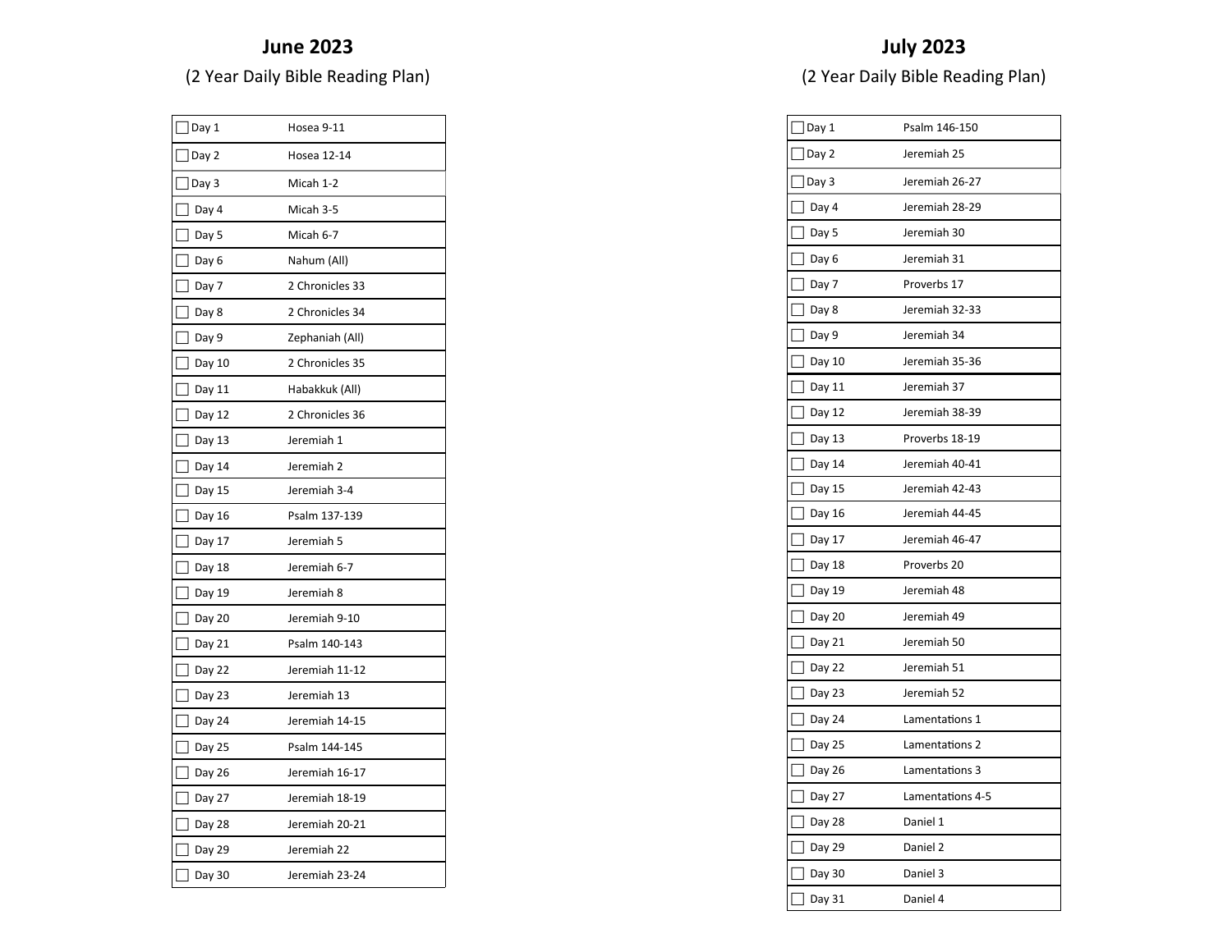## June 2023

(2 Year Daily Bible Reading Plan)

| Day | Reading |
|---|---|
| ☐ Day 1 | Hosea 9-11 |
| ☐ Day 2 | Hosea 12-14 |
| ☐ Day 3 | Micah 1-2 |
| ☐ Day 4 | Micah 3-5 |
| ☐ Day 5 | Micah 6-7 |
| ☐ Day 6 | Nahum (All) |
| ☐ Day 7 | 2 Chronicles 33 |
| ☐ Day 8 | 2 Chronicles 34 |
| ☐ Day 9 | Zephaniah (All) |
| ☐ Day 10 | 2 Chronicles 35 |
| ☐ Day 11 | Habakkuk (All) |
| ☐ Day 12 | 2 Chronicles 36 |
| ☐ Day 13 | Jeremiah 1 |
| ☐ Day 14 | Jeremiah 2 |
| ☐ Day 15 | Jeremiah 3-4 |
| ☐ Day 16 | Psalm 137-139 |
| ☐ Day 17 | Jeremiah 5 |
| ☐ Day 18 | Jeremiah 6-7 |
| ☐ Day 19 | Jeremiah 8 |
| ☐ Day 20 | Jeremiah 9-10 |
| ☐ Day 21 | Psalm 140-143 |
| ☐ Day 22 | Jeremiah 11-12 |
| ☐ Day 23 | Jeremiah 13 |
| ☐ Day 24 | Jeremiah 14-15 |
| ☐ Day 25 | Psalm 144-145 |
| ☐ Day 26 | Jeremiah 16-17 |
| ☐ Day 27 | Jeremiah 18-19 |
| ☐ Day 28 | Jeremiah 20-21 |
| ☐ Day 29 | Jeremiah 22 |
| ☐ Day 30 | Jeremiah 23-24 |

## July 2023

(2 Year Daily Bible Reading Plan)

| Day | Reading |
|---|---|
| ☐ Day 1 | Psalm 146-150 |
| ☐ Day 2 | Jeremiah 25 |
| ☐ Day 3 | Jeremiah 26-27 |
| ☐ Day 4 | Jeremiah 28-29 |
| ☐ Day 5 | Jeremiah 30 |
| ☐ Day 6 | Jeremiah 31 |
| ☐ Day 7 | Proverbs 17 |
| ☐ Day 8 | Jeremiah 32-33 |
| ☐ Day 9 | Jeremiah 34 |
| ☐ Day 10 | Jeremiah 35-36 |
| ☐ Day 11 | Jeremiah 37 |
| ☐ Day 12 | Jeremiah 38-39 |
| ☐ Day 13 | Proverbs 18-19 |
| ☐ Day 14 | Jeremiah 40-41 |
| ☐ Day 15 | Jeremiah 42-43 |
| ☐ Day 16 | Jeremiah 44-45 |
| ☐ Day 17 | Jeremiah 46-47 |
| ☐ Day 18 | Proverbs 20 |
| ☐ Day 19 | Jeremiah 48 |
| ☐ Day 20 | Jeremiah 49 |
| ☐ Day 21 | Jeremiah 50 |
| ☐ Day 22 | Jeremiah 51 |
| ☐ Day 23 | Jeremiah 52 |
| ☐ Day 24 | Lamentations 1 |
| ☐ Day 25 | Lamentations 2 |
| ☐ Day 26 | Lamentations 3 |
| ☐ Day 27 | Lamentations 4-5 |
| ☐ Day 28 | Daniel 1 |
| ☐ Day 29 | Daniel 2 |
| ☐ Day 30 | Daniel 3 |
| ☐ Day 31 | Daniel 4 |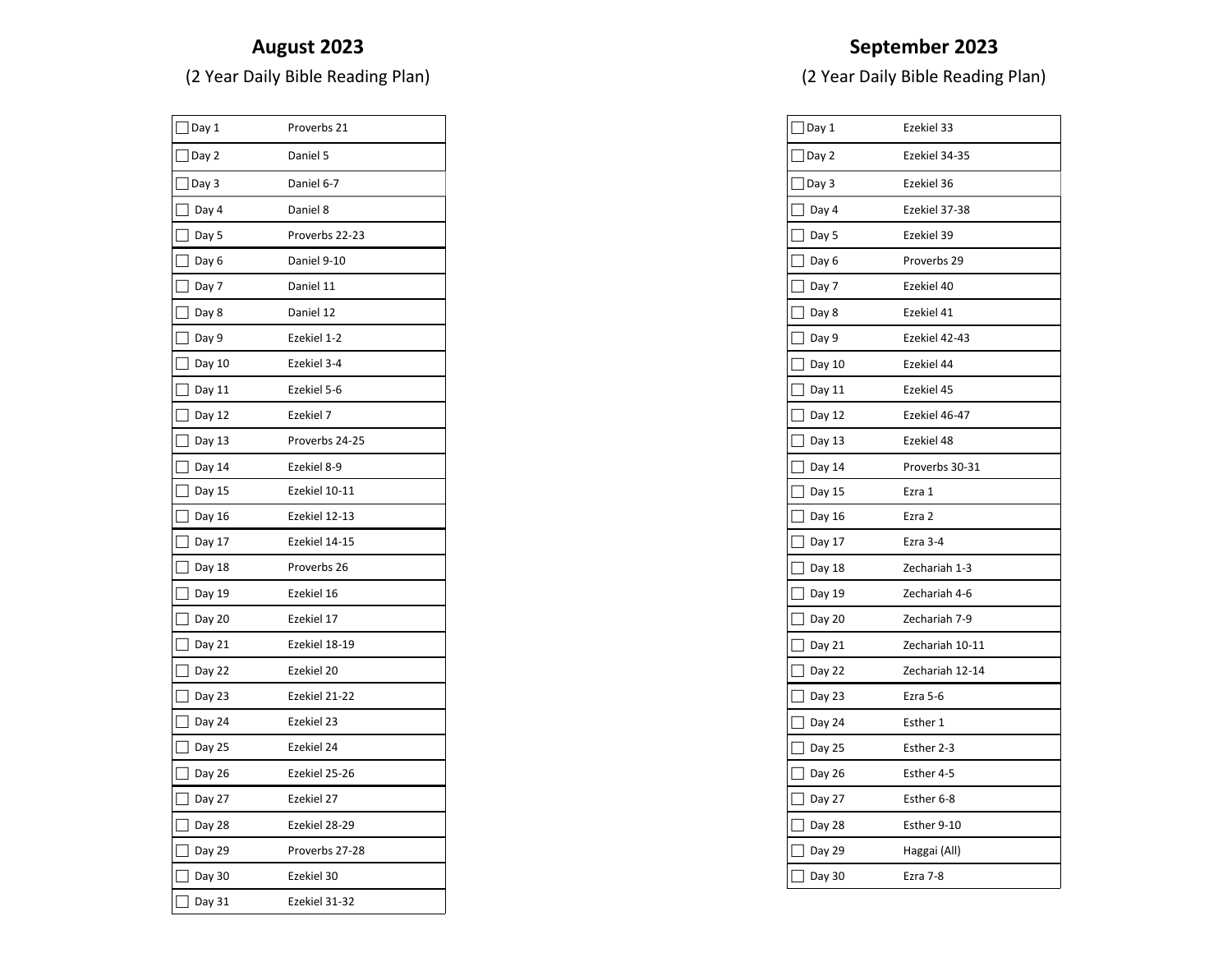# August 2023

(2 Year Daily Bible Reading Plan)

| Day | Reading |
|---|---|
| ☐ Day 1 | Proverbs 21 |
| ☐ Day 2 | Daniel 5 |
| ☐ Day 3 | Daniel 6-7 |
| ☐ Day 4 | Daniel 8 |
| ☐ Day 5 | Proverbs 22-23 |
| ☐ Day 6 | Daniel 9-10 |
| ☐ Day 7 | Daniel 11 |
| ☐ Day 8 | Daniel 12 |
| ☐ Day 9 | Ezekiel 1-2 |
| ☐ Day 10 | Ezekiel 3-4 |
| ☐ Day 11 | Ezekiel 5-6 |
| ☐ Day 12 | Ezekiel 7 |
| ☐ Day 13 | Proverbs 24-25 |
| ☐ Day 14 | Ezekiel 8-9 |
| ☐ Day 15 | Ezekiel 10-11 |
| ☐ Day 16 | Ezekiel 12-13 |
| ☐ Day 17 | Ezekiel 14-15 |
| ☐ Day 18 | Proverbs 26 |
| ☐ Day 19 | Ezekiel 16 |
| ☐ Day 20 | Ezekiel 17 |
| ☐ Day 21 | Ezekiel 18-19 |
| ☐ Day 22 | Ezekiel 20 |
| ☐ Day 23 | Ezekiel 21-22 |
| ☐ Day 24 | Ezekiel 23 |
| ☐ Day 25 | Ezekiel 24 |
| ☐ Day 26 | Ezekiel 25-26 |
| ☐ Day 27 | Ezekiel 27 |
| ☐ Day 28 | Ezekiel 28-29 |
| ☐ Day 29 | Proverbs 27-28 |
| ☐ Day 30 | Ezekiel 30 |
| ☐ Day 31 | Ezekiel 31-32 |

# September 2023

(2 Year Daily Bible Reading Plan)

| Day | Reading |
|---|---|
| ☐ Day 1 | Ezekiel 33 |
| ☐ Day 2 | Ezekiel 34-35 |
| ☐ Day 3 | Ezekiel 36 |
| ☐ Day 4 | Ezekiel 37-38 |
| ☐ Day 5 | Ezekiel 39 |
| ☐ Day 6 | Proverbs 29 |
| ☐ Day 7 | Ezekiel 40 |
| ☐ Day 8 | Ezekiel 41 |
| ☐ Day 9 | Ezekiel 42-43 |
| ☐ Day 10 | Ezekiel 44 |
| ☐ Day 11 | Ezekiel 45 |
| ☐ Day 12 | Ezekiel 46-47 |
| ☐ Day 13 | Ezekiel 48 |
| ☐ Day 14 | Proverbs 30-31 |
| ☐ Day 15 | Ezra 1 |
| ☐ Day 16 | Ezra 2 |
| ☐ Day 17 | Ezra 3-4 |
| ☐ Day 18 | Zechariah 1-3 |
| ☐ Day 19 | Zechariah 4-6 |
| ☐ Day 20 | Zechariah 7-9 |
| ☐ Day 21 | Zechariah 10-11 |
| ☐ Day 22 | Zechariah 12-14 |
| ☐ Day 23 | Ezra 5-6 |
| ☐ Day 24 | Esther 1 |
| ☐ Day 25 | Esther 2-3 |
| ☐ Day 26 | Esther 4-5 |
| ☐ Day 27 | Esther 6-8 |
| ☐ Day 28 | Esther 9-10 |
| ☐ Day 29 | Haggai (All) |
| ☐ Day 30 | Ezra 7-8 |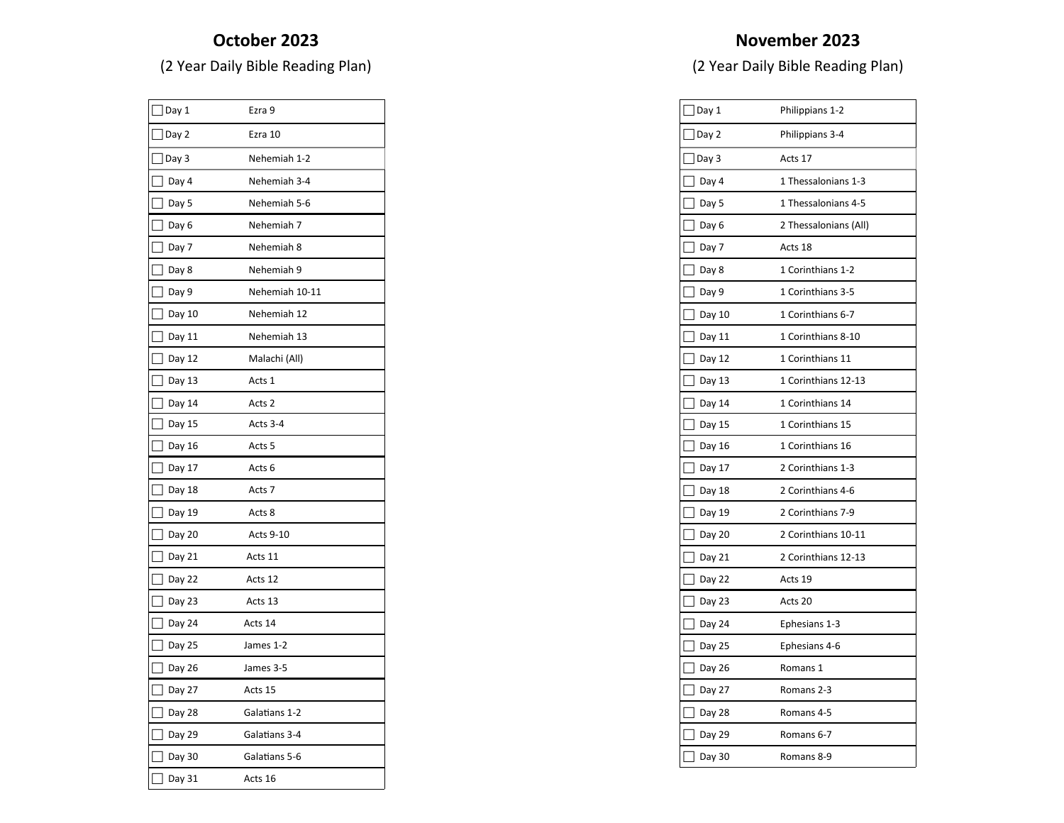## October 2023

(2 Year Daily Bible Reading Plan)

| Day | Reading |
|---|---|
| ☐ Day 1 | Ezra 9 |
| ☐ Day 2 | Ezra 10 |
| ☐ Day 3 | Nehemiah 1-2 |
| ☐ Day 4 | Nehemiah 3-4 |
| ☐ Day 5 | Nehemiah 5-6 |
| ☐ Day 6 | Nehemiah 7 |
| ☐ Day 7 | Nehemiah 8 |
| ☐ Day 8 | Nehemiah 9 |
| ☐ Day 9 | Nehemiah 10-11 |
| ☐ Day 10 | Nehemiah 12 |
| ☐ Day 11 | Nehemiah 13 |
| ☐ Day 12 | Malachi (All) |
| ☐ Day 13 | Acts 1 |
| ☐ Day 14 | Acts 2 |
| ☐ Day 15 | Acts 3-4 |
| ☐ Day 16 | Acts 5 |
| ☐ Day 17 | Acts 6 |
| ☐ Day 18 | Acts 7 |
| ☐ Day 19 | Acts 8 |
| ☐ Day 20 | Acts 9-10 |
| ☐ Day 21 | Acts 11 |
| ☐ Day 22 | Acts 12 |
| ☐ Day 23 | Acts 13 |
| ☐ Day 24 | Acts 14 |
| ☐ Day 25 | James 1-2 |
| ☐ Day 26 | James 3-5 |
| ☐ Day 27 | Acts 15 |
| ☐ Day 28 | Galatians 1-2 |
| ☐ Day 29 | Galatians 3-4 |
| ☐ Day 30 | Galatians 5-6 |
| ☐ Day 31 | Acts 16 |

## November 2023

(2 Year Daily Bible Reading Plan)

| Day | Reading |
|---|---|
| ☐ Day 1 | Philippians 1-2 |
| ☐ Day 2 | Philippians 3-4 |
| ☐ Day 3 | Acts 17 |
| ☐ Day 4 | 1 Thessalonians 1-3 |
| ☐ Day 5 | 1 Thessalonians 4-5 |
| ☐ Day 6 | 2 Thessalonians (All) |
| ☐ Day 7 | Acts 18 |
| ☐ Day 8 | 1 Corinthians 1-2 |
| ☐ Day 9 | 1 Corinthians 3-5 |
| ☐ Day 10 | 1 Corinthians 6-7 |
| ☐ Day 11 | 1 Corinthians 8-10 |
| ☐ Day 12 | 1 Corinthians 11 |
| ☐ Day 13 | 1 Corinthians 12-13 |
| ☐ Day 14 | 1 Corinthians 14 |
| ☐ Day 15 | 1 Corinthians 15 |
| ☐ Day 16 | 1 Corinthians 16 |
| ☐ Day 17 | 2 Corinthians 1-3 |
| ☐ Day 18 | 2 Corinthians 4-6 |
| ☐ Day 19 | 2 Corinthians 7-9 |
| ☐ Day 20 | 2 Corinthians 10-11 |
| ☐ Day 21 | 2 Corinthians 12-13 |
| ☐ Day 22 | Acts 19 |
| ☐ Day 23 | Acts 20 |
| ☐ Day 24 | Ephesians 1-3 |
| ☐ Day 25 | Ephesians 4-6 |
| ☐ Day 26 | Romans 1 |
| ☐ Day 27 | Romans 2-3 |
| ☐ Day 28 | Romans 4-5 |
| ☐ Day 29 | Romans 6-7 |
| ☐ Day 30 | Romans 8-9 |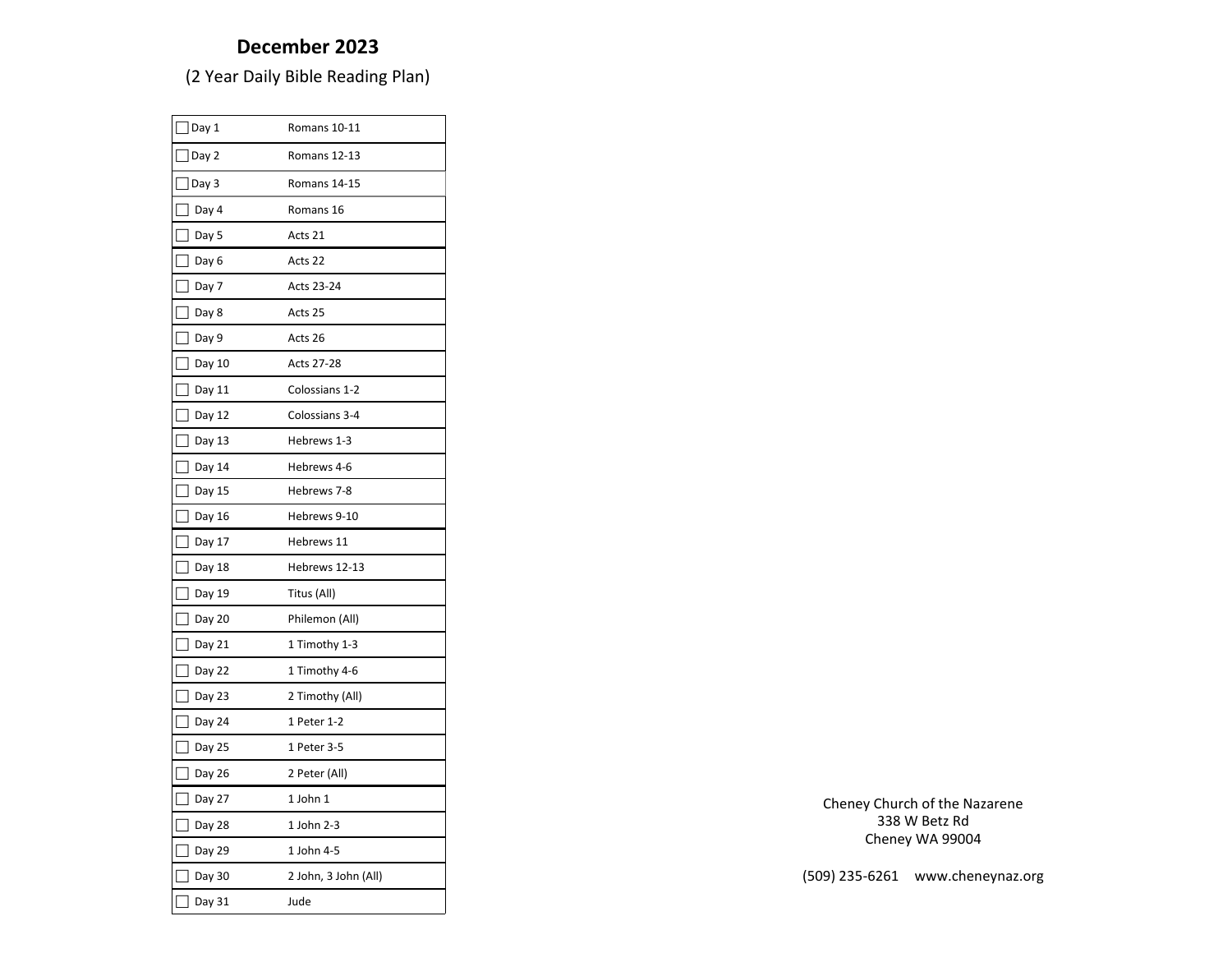# December 2023

(2 Year Daily Bible Reading Plan)

| | |
|---|---|
| ☐ Day 1 | Romans 10-11 |
| ☐ Day 2 | Romans 12-13 |
| ☐ Day 3 | Romans 14-15 |
| ☐ Day 4 | Romans 16 |
| ☐ Day 5 | Acts 21 |
| ☐ Day 6 | Acts 22 |
| ☐ Day 7 | Acts 23-24 |
| ☐ Day 8 | Acts 25 |
| ☐ Day 9 | Acts 26 |
| ☐ Day 10 | Acts 27-28 |
| ☐ Day 11 | Colossians 1-2 |
| ☐ Day 12 | Colossians 3-4 |
| ☐ Day 13 | Hebrews 1-3 |
| ☐ Day 14 | Hebrews 4-6 |
| ☐ Day 15 | Hebrews 7-8 |
| ☐ Day 16 | Hebrews 9-10 |
| ☐ Day 17 | Hebrews 11 |
| ☐ Day 18 | Hebrews 12-13 |
| ☐ Day 19 | Titus (All) |
| ☐ Day 20 | Philemon (All) |
| ☐ Day 21 | 1 Timothy 1-3 |
| ☐ Day 22 | 1 Timothy 4-6 |
| ☐ Day 23 | 2 Timothy (All) |
| ☐ Day 24 | 1 Peter 1-2 |
| ☐ Day 25 | 1 Peter 3-5 |
| ☐ Day 26 | 2 Peter (All) |
| ☐ Day 27 | 1 John 1 |
| ☐ Day 28 | 1 John 2-3 |
| ☐ Day 29 | 1 John 4-5 |
| ☐ Day 30 | 2 John, 3 John (All) |
| ☐ Day 31 | Jude |

Cheney Church of the Nazarene
338 W Betz Rd
Cheney WA 99004

(509) 235-6261 www.cheneynaz.org